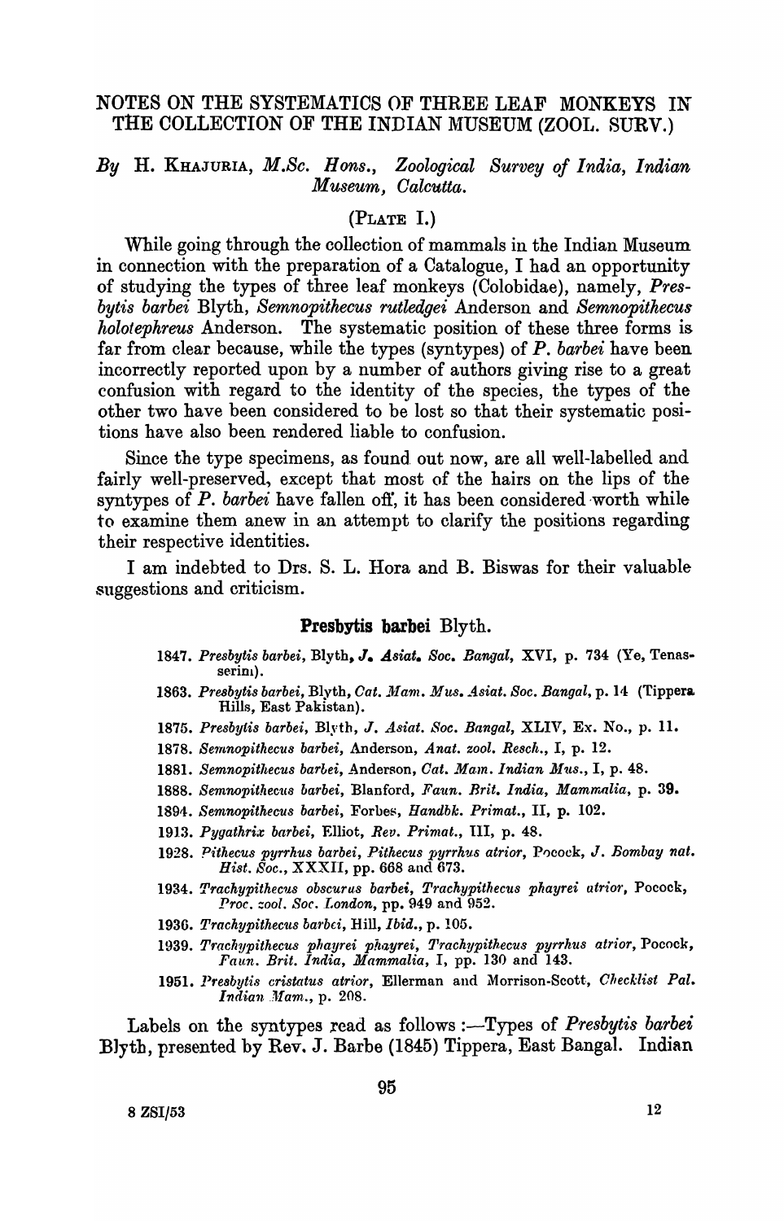# NOTES ON THE SYSTEMATICS OF THREE LEAF MONKEYS IN THE COLLECTION OF THE INDIAN MUSEUM (ZOOL. SURV.)

*By* H. KHAJURIA, *M.Sc. Hons., Zoological Survey of India, Indian Museum, Calcutta.*

(PLATE I.)

While going through the collection of mammals in the Indian Museum in connection with the preparation of a Catalogue, I had an opportunity of studying the types of three leaf monkeys (Colobidae), namely, *Presbytis barbei* Blyth, *Semnopithecus rutledgei* Anderson and *Semnopithecus holotephreus* Anderson. The systematic position of these three forms is far from clear because, while the types (syntypes) of *P. barbei* have been incorrectly reported upon by a number of authors giving rise to a great confusion with regard to the identity of the species, the types of the other two have been considered to be lost so that their systematic positions have also been rendered liable to confusion.

Since the type specimens, as found out now, are all well-labelled and fairly well-preserved, except that most of the hairs on the lips of the syntypes of *P. barbei* have fallen off, it has been considered worth while to examine them anew in an attempt to clarify the positions regarding their respective identities.

I am indebted to Drs. S. L. Hora and B. Biswas for their valuable suggestions and criticism.

## Presbytis barbei Blyth.

1847. *Presbytis barbei*, Blyth, *J. Asiat. Soc. Bangal*, XVI, p. 734 (Ye, Tenasserim).
1863. *Presbytis barbei*, Blyth, *Cat. Mam. Mus. Asiat. Soc. Bangal*, p. 14 (Tippera Hills, East Pakistan).
1875. *Presbytis barbei*, Blyth, *J. Asiat. Soc. Bangal*, XLIV, Ex. No., p. 11.
1878. *Semnopithecus barbei*, Anderson, *Anat. zool. Resch.*, I, p. 12.
1881. *Semnopithecus barbei*, Anderson, *Cat. Mam. Indian Mus.*, I, p. 48.
1888. *Semnopithecus barbei*, Blanford, *Faun. Brit. India, Mammalia*, p. 39.
1894. *Semnopithecus barbei*, Forbes, *Handbk. Primat.*, II, p. 102.
1913. *Pygathrix barbei*, Elliot, *Rev. Primat.*, III, p. 48.
1928. *Pithecus pyrrhus barbei*, *Pithecus pyrrhus atrior*, Pocock, *J. Bombay nat. Hist. Soc.*, XXXII, pp. 668 and 673.
1934. *Trachypithecus obscurus barbei*, *Trachypithecus phayrei atrior*, Pocock, *Proc. zool. Soc. London*, pp. 949 and 952.
1936. *Trachypithecus barbei*, Hill, *Ibid.*, p. 105.
1939. *Trachypithecus phayrei phayrei*, *Trachypithecus pyrrhus atrior*, Pocock, *Faun. Brit. India, Mammalia*, I, pp. 130 and 143.
1951. *Presbytis cristatus atrior*, Ellerman and Morrison-Scott, *Checklist Pal. Indian Mam.*, p. 208.

Labels on the syntypes read as follows :—Types of *Presbytis barbei* Blyth, presented by Rev. J. Barbe (1845) Tippera, East Bangal. Indian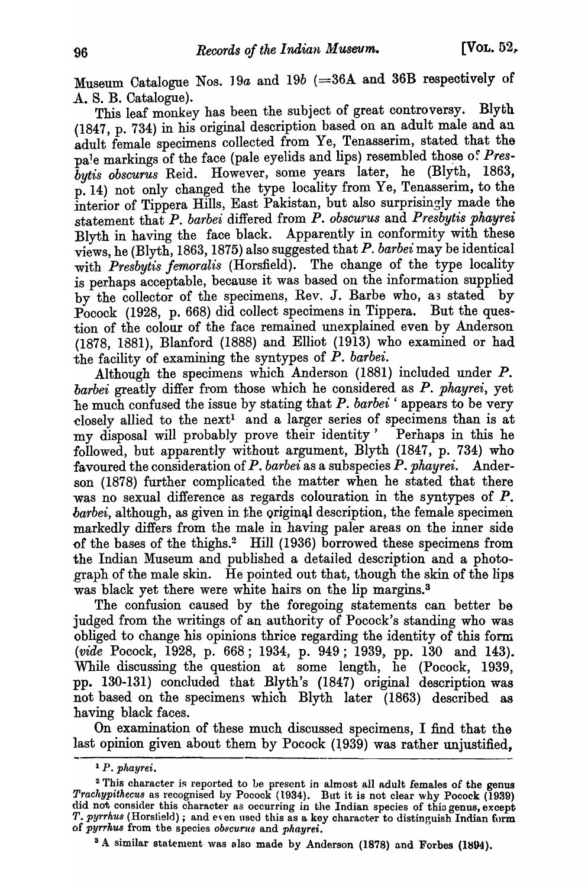Museum Catalogue Nos. 19*a* and 19*b* (=36A and 36B respectively of A. S. B. Catalogue).

This leaf monkey has been the subject of great controversy. Blyth (1847, p. 734) in his original description based on an adult male and an adult female specimens collected from Ye, Tenasserim, stated that the pale markings of the face (pale eyelids and lips) resembled those of *Presbytis obscurus* Reid. However, some years later, he (Blyth, 1863, p. 14) not only changed the type locality from Ye, Tenasserim, to the interior of Tippera Hills, East Pakistan, but also surprisingly made the statement that *P. barbei* differed from *P. obscurus* and *Presbytis phayrei* Blyth in having the face black. Apparently in conformity with these views, he (Blyth, 1863, 1875) also suggested that *P. barbei* may be identical with *Presbytis femoralis* (Horsfield). The change of the type locality is perhaps acceptable, because it was based on the information supplied by the collector of the specimens, Rev. J. Barbe who, as stated by Pocock (1928, p. 668) did collect specimens in Tippera. But the question of the colour of the face remained unexplained even by Anderson (1878, 1881), Blanford (1888) and Elliot (1913) who examined or had the facility of examining the syntypes of *P. barbei*.

Although the specimens which Anderson (1881) included under *P. barbei* greatly differ from those which he considered as *P. phayrei*, yet he much confused the issue by stating that *P. barbei* 'appears to be very closely allied to the next[1] and a larger series of specimens than is at my disposal will probably prove their identity' Perhaps in this he followed, but apparently without argument, Blyth (1847, p. 734) who favoured the consideration of *P. barbei* as a subspecies *P. phayrei*. Anderson (1878) further complicated the matter when he stated that there was no sexual difference as regards colouration in the syntypes of *P. barbei*, although, as given in the original description, the female specimen markedly differs from the male in having paler areas on the inner side of the bases of the thighs.[2] Hill (1936) borrowed these specimens from the Indian Museum and published a detailed description and a photograph of the male skin. He pointed out that, though the skin of the lips was black yet there were white hairs on the lip margins.[3]

The confusion caused by the foregoing statements can better be judged from the writings of an authority of Pocock's standing who was obliged to change his opinions thrice regarding the identity of this form (*vide* Pocock, 1928, p. 668; 1934, p. 949; 1939, pp. 130 and 143). While discussing the question at some length, he (Pocock, 1939, pp. 130-131) concluded that Blyth's (1847) original description was not based on the specimens which Blyth later (1863) described as having black faces.

On examination of these much discussed specimens, I find that the last opinion given about them by Pocock (1939) was rather unjustified,

---

[1] *P. phayrei*.

[2] This character is reported to be present in almost all adult females of the genus *Trachypithecus* as recognised by Pocock (1934). But it is not clear why Pocock (1939) did not consider this character as occurring in the Indian species of this genus, except *T. pyrrhus* (Horsfield); and even used this as a key character to distinguish Indian form of *pyrrhus* from the species *obscurus* and *phayrei*.

[3] A similar statement was also made by Anderson (1878) and Forbes (1894).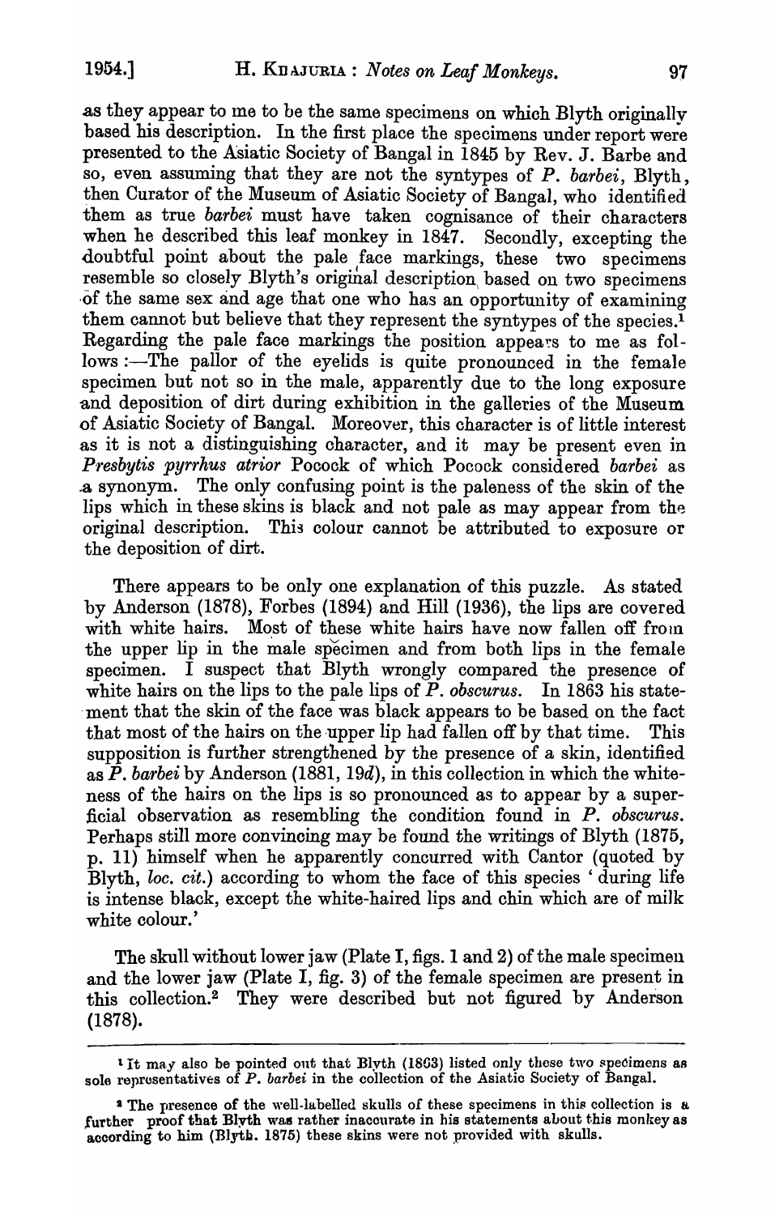as they appear to me to be the same specimens on which Blyth originally based his description. In the first place the specimens under report were presented to the Asiatic Society of Bangal in 1845 by Rev. J. Barbe and so, even assuming that they are not the syntypes of *P. barbei*, Blyth, then Curator of the Museum of Asiatic Society of Bangal, who identified them as true *barbei* must have taken cognisance of their characters when he described this leaf monkey in 1847. Secondly, excepting the doubtful point about the pale face markings, these two specimens resemble so closely Blyth's original description based on two specimens of the same sex and age that one who has an opportunity of examining them cannot but believe that they represent the syntypes of the species.[1] Regarding the pale face markings the position appears to me as follows :—The pallor of the eyelids is quite pronounced in the female specimen but not so in the male, apparently due to the long exposure and deposition of dirt during exhibition in the galleries of the Museum of Asiatic Society of Bangal. Moreover, this character is of little interest as it is not a distinguishing character, and it may be present even in *Presbytis pyrrhus atrior* Pocock of which Pocock considered *barbei* as a synonym. The only confusing point is the paleness of the skin of the lips which in these skins is black and not pale as may appear from the original description. This colour cannot be attributed to exposure or the deposition of dirt.

There appears to be only one explanation of this puzzle. As stated by Anderson (1878), Forbes (1894) and Hill (1936), the lips are covered with white hairs. Most of these white hairs have now fallen off from the upper lip in the male specimen and from both lips in the female specimen. I suspect that Blyth wrongly compared the presence of white hairs on the lips to the pale lips of *P. obscurus*. In 1863 his statement that the skin of the face was black appears to be based on the fact that most of the hairs on the upper lip had fallen off by that time. This supposition is further strengthened by the presence of a skin, identified as *P. barbei* by Anderson (1881, 19*d*), in this collection in which the whiteness of the hairs on the lips is so pronounced as to appear by a superficial observation as resembling the condition found in *P. obscurus*. Perhaps still more convincing may be found the writings of Blyth (1875, p. 11) himself when he apparently concurred with Cantor (quoted by Blyth, *loc. cit.*) according to whom the face of this species 'during life is intense black, except the white-haired lips and chin which are of milk white colour.'

The skull without lower jaw (Plate I, figs. 1 and 2) of the male specimen and the lower jaw (Plate I, fig. 3) of the female specimen are present in this collection.[2] They were described but not figured by Anderson (1878).

---

[1] It may also be pointed out that Blyth (1863) listed only these two specimens as sole representatives of *P. barbei* in the collection of the Asiatic Society of Bangal.

[2] The presence of the well-labelled skulls of these specimens in this collection is a further proof that Blyth was rather inaccurate in his statements about this monkey as according to him (Blyth. 1875) these skins were not provided with skulls.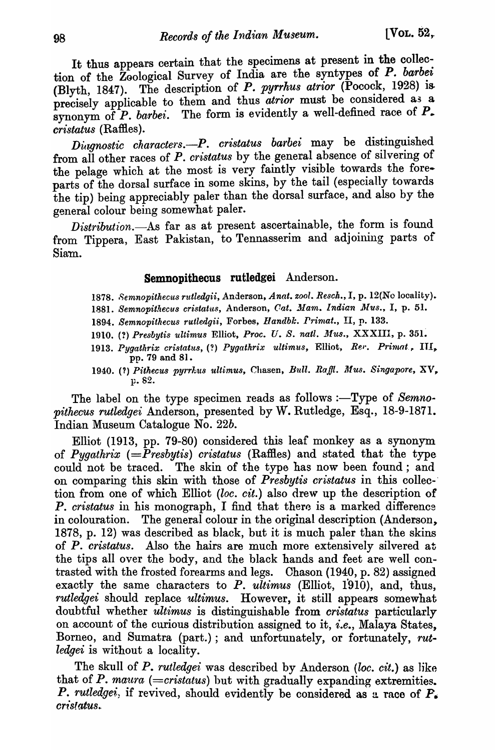It thus appears certain that the specimens at present in the collection of the Zoological Survey of India are the syntypes of *P. barbei* (Blyth, 1847). The description of *P. pyrrhus atrior* (Pocock, 1928) is precisely applicable to them and thus *atrior* must be considered as a synonym of *P. barbei*. The form is evidently a well-defined race of *P. cristatus* (Raffles).

*Diagnostic characters.*—*P. cristatus barbei* may be distinguished from all other races of *P. cristatus* by the general absence of silvering of the pelage which at the most is very faintly visible towards the foreparts of the dorsal surface in some skins, by the tail (especially towards the tip) being appreciably paler than the dorsal surface, and also by the general colour being somewhat paler.

*Distribution.*—As far as at present ascertainable, the form is found from Tippera, East Pakistan, to Tennasserim and adjoining parts of Siam.

### **Semnopithecus rutledgei** Anderson.

1878. *Semnopithecus rutledgii*, Anderson, *Anat. zool. Resch.*, I, p. 12(No locality).
1881. *Semnopithecus cristatus*, Anderson, *Cat. Mam. Indian Mus.*, I, p. 51.
1894. *Semnopithecus rutledgii*, Forbes, *Handbk. Primat.*, II, p. 133.
1910. (?) *Presbytis ultimus* Elliot, *Proc. U. S. natl. Mus.*, XXXIII, p. 351.
1913. *Pygathrix cristatus*, (?) *Pygathrix ultimus*, Elliot, *Rev. Primat.*, III, pp. 79 and 81.
1940. (?) *Pithecus pyrrhus ultimus*, Chasen, *Bull. Rafll. Mus. Singapore*, XV, p. 82.

The label on the type specimen reads as follows :—Type of *Semnopithecus rutledgei* Anderson, presented by W. Rutledge, Esq., 18-9-1871. Indian Museum Catalogue No. 22*b*.

Elliot (1913, pp. 79-80) considered this leaf monkey as a synonym of *Pygathrix* (=*Presbytis*) *cristatus* (Raffles) and stated that the type could not be traced. The skin of the type has now been found ; and on comparing this skin with those of *Presbytis cristatus* in this collection from one of which Elliot (*loc. cit.*) also drew up the description of *P. cristatus* in his monograph, I find that there is a marked difference in colouration. The general colour in the original description (Anderson, 1878, p. 12) was described as black, but it is much paler than the skins of *P. cristatus*. Also the hairs are much more extensively silvered at the tips all over the body, and the black hands and feet are well contrasted with the frosted forearms and legs. Chason (1940, p. 82) assigned exactly the same characters to *P. ultimus* (Elliot, 1910), and, thus, *rutledgei* should replace *ultimus*. However, it still appears somewhat doubtful whether *ultimus* is distinguishable from *cristatus* particularly on account of the curious distribution assigned to it, *i.e.*, Malaya States, Borneo, and Sumatra (part.) ; and unfortunately, or fortunately, *rutledgei* is without a locality.

The skull of *P. rutledgei* was described by Anderson (*loc. cit.*) as like that of *P. maura* (=*cristatus*) but with gradually expanding extremities. *P. rutledgei*, if revived, should evidently be considered as a race of *P. cristatus*.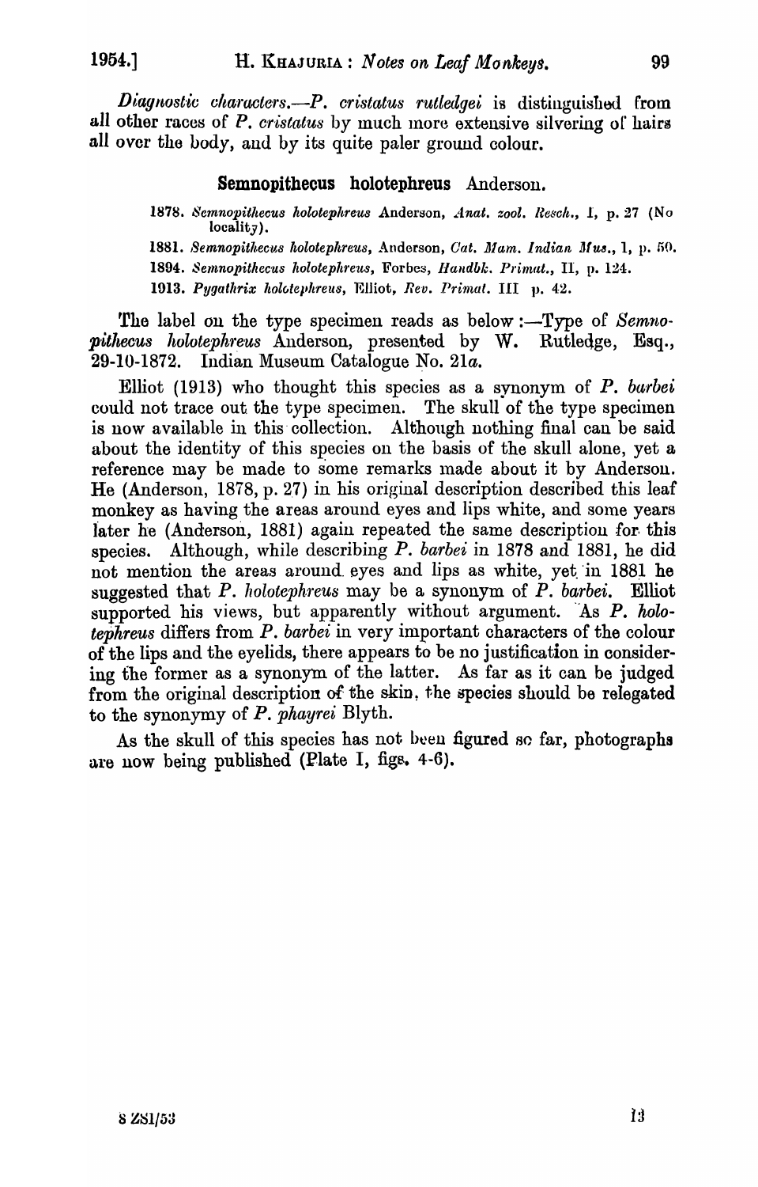*Diagnostic characters.*—*P. cristatus rutledgei* is distinguished from all other races of *P. cristatus* by much more extensive silvering of hairs all over the body, and by its quite paler ground colour.

## **Semnopithecus holotephreus** Anderson.

1878. *Semnopithecus holotephreus* Anderson, *Anat. zool. Resch.*, 1, p. 27 (No locality).

1881. *Semnopithecus holotephreus*, Anderson, *Cat. Mam. Indian Mus.*, 1, p. 50.

1894. *Semnopithecus holotephreus*, Forbes, *Handbk. Primat.*, II, p. 124.

1913. *Pygathrix holotephreus*, Elliot, *Rev. Primat.* III p. 42.

The label on the type specimen reads as below :—Type of *Semnopithecus holotephreus* Anderson, presented by W. Rutledge, Esq., 29-10-1872. Indian Museum Catalogue No. 21*a*.

Elliot (1913) who thought this species as a synonym of *P. barbei* could not trace out the type specimen. The skull of the type specimen is now available in this collection. Although nothing final can be said about the identity of this species on the basis of the skull alone, yet a reference may be made to some remarks made about it by Anderson. He (Anderson, 1878, p. 27) in his original description described this leaf monkey as having the areas around eyes and lips white, and some years later he (Anderson, 1881) again repeated the same description for this species. Although, while describing *P. barbei* in 1878 and 1881, he did not mention the areas around eyes and lips as white, yet in 1881 he suggested that *P. holotephreus* may be a synonym of *P. barbei*. Elliot supported his views, but apparently without argument. As *P. holotephreus* differs from *P. barbei* in very important characters of the colour of the lips and the eyelids, there appears to be no justification in considering the former as a synonym of the latter. As far as it can be judged from the original description of the skin, the species should be relegated to the synonymy of *P. phayrei* Blyth.

As the skull of this species has not been figured so far, photographs are now being published (Plate I, figs. 4-6).